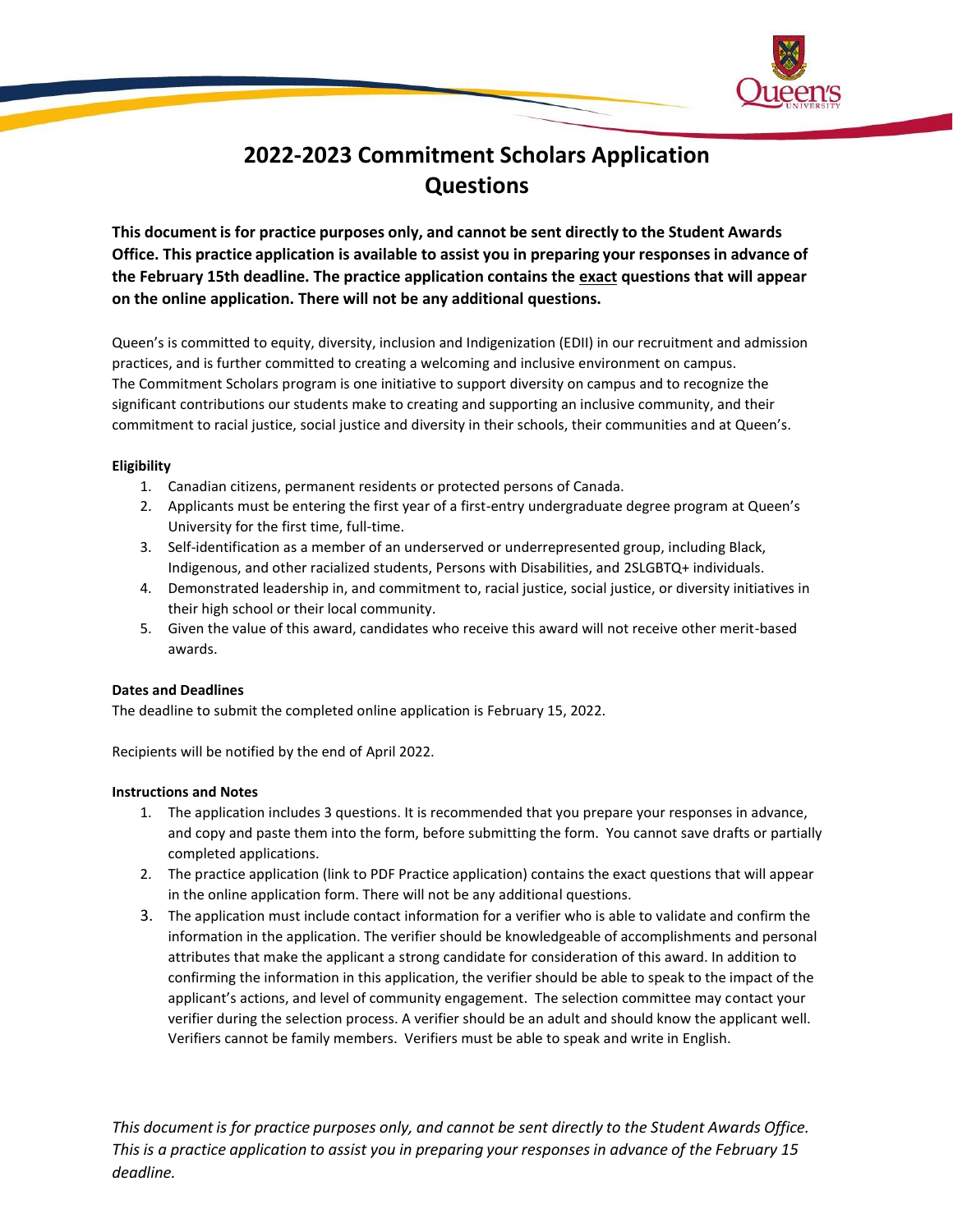# 2022-2023 Commitment Scholars Application Questions

**This document is for practice purposes only, and cannot be sent directly to the Student Awards Office. This practice application is available to assist you in preparing your responses in advance of the February 15th deadline. The practice application contains the exact questions that will appear on the online application. There will not be any additional questions.**

Queen's is committed to equity, diversity, inclusion and Indigenization (EDII) in our recruitment and admission practices, and is further committed to creating a welcoming and inclusive environment on campus. The Commitment Scholars program is one initiative to support diversity on campus and to recognize the significant contributions our students make to creating and supporting an inclusive community, and their commitment to racial justice, social justice and diversity in their schools, their communities and at Queen's.

**Eligibility**

1. Canadian citizens, permanent residents or protected persons of Canada.
2. Applicants must be entering the first year of a first-entry undergraduate degree program at Queen's University for the first time, full-time.
3. Self-identification as a member of an underserved or underrepresented group, including Black, Indigenous, and other racialized students, Persons with Disabilities, and 2SLGBTQ+ individuals.
4. Demonstrated leadership in, and commitment to, racial justice, social justice, or diversity initiatives in their high school or their local community.
5. Given the value of this award, candidates who receive this award will not receive other merit-based awards.

**Dates and Deadlines**

The deadline to submit the completed online application is February 15, 2022.

Recipients will be notified by the end of April 2022.

**Instructions and Notes**

1. The application includes 3 questions. It is recommended that you prepare your responses in advance, and copy and paste them into the form, before submitting the form. You cannot save drafts or partially completed applications.
2. The practice application (link to PDF Practice application) contains the exact questions that will appear in the online application form. There will not be any additional questions.
3. The application must include contact information for a verifier who is able to validate and confirm the information in the application. The verifier should be knowledgeable of accomplishments and personal attributes that make the applicant a strong candidate for consideration of this award. In addition to confirming the information in this application, the verifier should be able to speak to the impact of the applicant's actions, and level of community engagement. The selection committee may contact your verifier during the selection process. A verifier should be an adult and should know the applicant well. Verifiers cannot be family members. Verifiers must be able to speak and write in English.

*This document is for practice purposes only, and cannot be sent directly to the Student Awards Office. This is a practice application to assist you in preparing your responses in advance of the February 15 deadline.*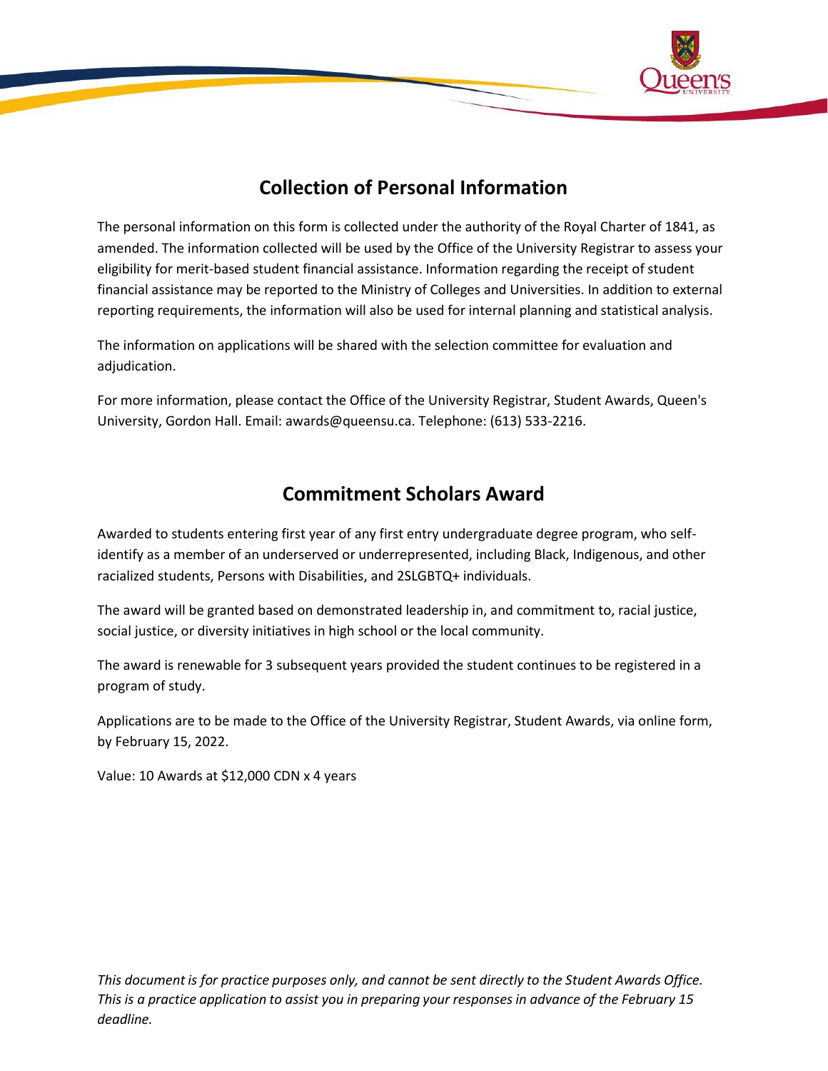## Collection of Personal Information

The personal information on this form is collected under the authority of the Royal Charter of 1841, as amended. The information collected will be used by the Office of the University Registrar to assess your eligibility for merit-based student financial assistance. Information regarding the receipt of student financial assistance may be reported to the Ministry of Colleges and Universities. In addition to external reporting requirements, the information will also be used for internal planning and statistical analysis.

The information on applications will be shared with the selection committee for evaluation and adjudication.

For more information, please contact the Office of the University Registrar, Student Awards, Queen's University, Gordon Hall. Email: awards@queensu.ca. Telephone: (613) 533-2216.

## Commitment Scholars Award

Awarded to students entering first year of any first entry undergraduate degree program, who self-identify as a member of an underserved or underrepresented, including Black, Indigenous, and other racialized students, Persons with Disabilities, and 2SLGBTQ+ individuals.

The award will be granted based on demonstrated leadership in, and commitment to, racial justice, social justice, or diversity initiatives in high school or the local community.

The award is renewable for 3 subsequent years provided the student continues to be registered in a program of study.

Applications are to be made to the Office of the University Registrar, Student Awards, via online form, by February 15, 2022.

Value: 10 Awards at $12,000 CDN x 4 years

*This document is for practice purposes only, and cannot be sent directly to the Student Awards Office. This is a practice application to assist you in preparing your responses in advance of the February 15 deadline.*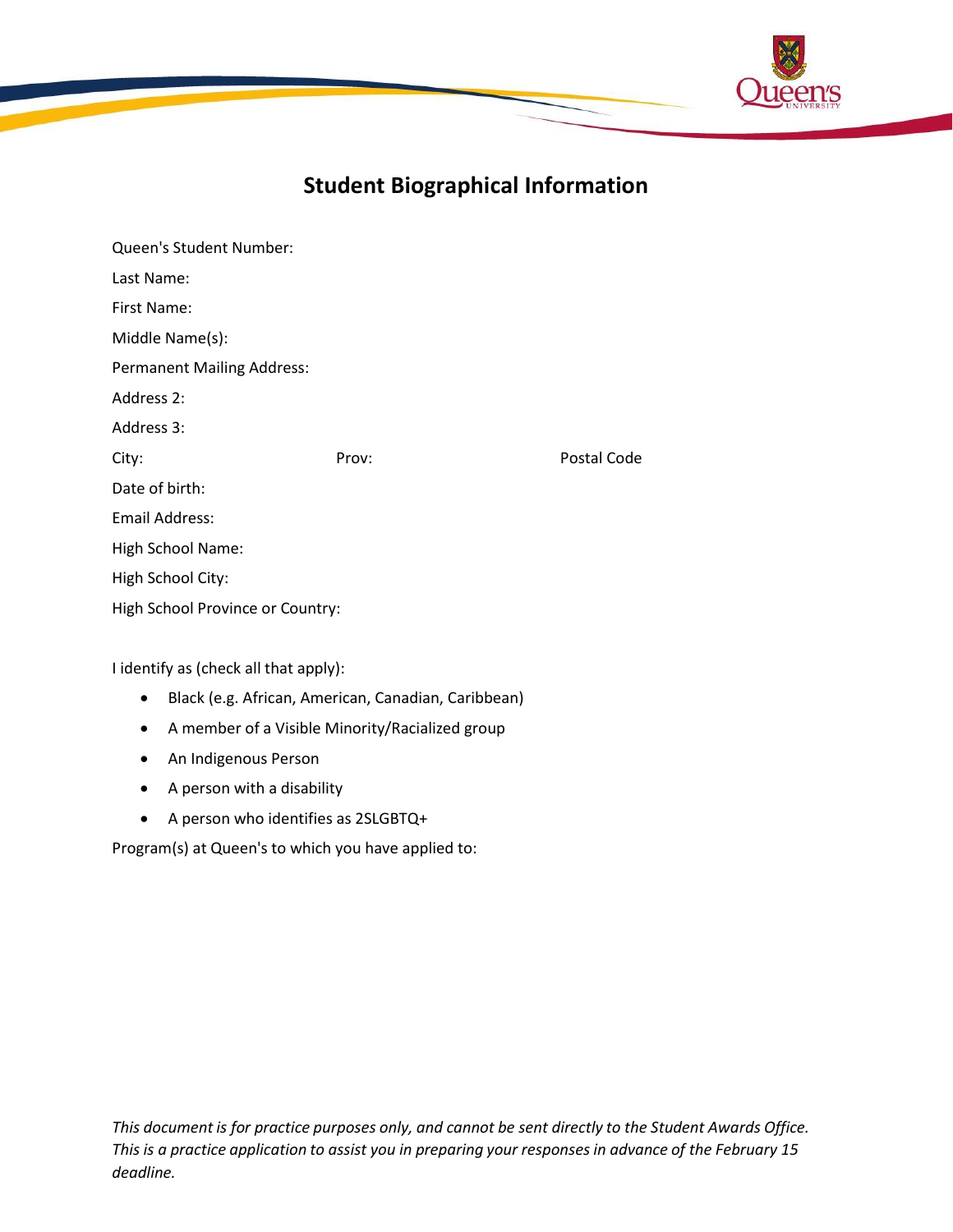# Student Biographical Information

Queen's Student Number:

Last Name:

First Name:

Middle Name(s):

Permanent Mailing Address:

Address 2:

Address 3:

City: Prov: Postal Code

Date of birth:

Email Address:

High School Name:

High School City:

High School Province or Country:

I identify as (check all that apply):

- Black (e.g. African, American, Canadian, Caribbean)
- A member of a Visible Minority/Racialized group
- An Indigenous Person
- A person with a disability
- A person who identifies as 2SLGBTQ+

Program(s) at Queen's to which you have applied to:

*This document is for practice purposes only, and cannot be sent directly to the Student Awards Office. This is a practice application to assist you in preparing your responses in advance of the February 15 deadline.*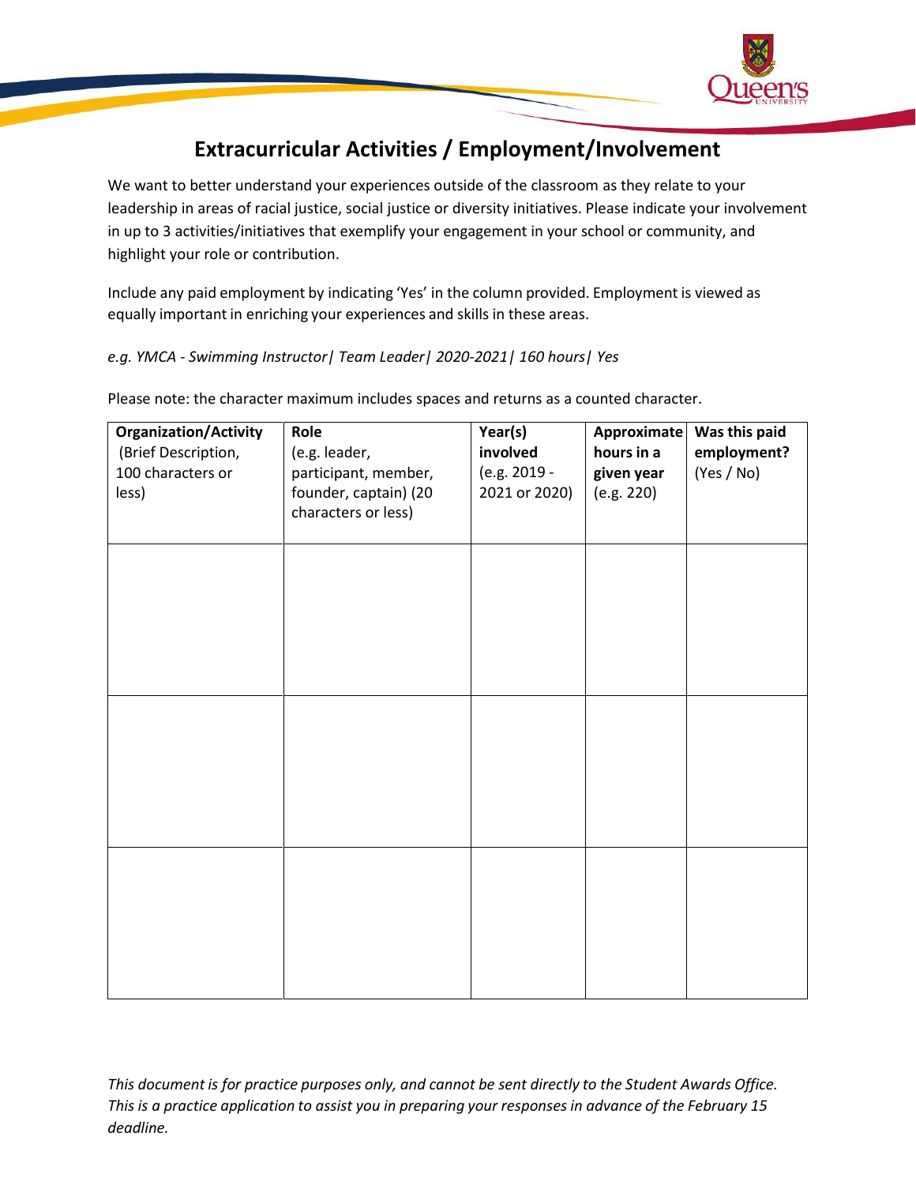# Extracurricular Activities / Employment/Involvement

We want to better understand your experiences outside of the classroom as they relate to your leadership in areas of racial justice, social justice or diversity initiatives. Please indicate your involvement in up to 3 activities/initiatives that exemplify your engagement in your school or community, and highlight your role or contribution.

Include any paid employment by indicating 'Yes' in the column provided. Employment is viewed as equally important in enriching your experiences and skills in these areas.

*e.g. YMCA - Swimming Instructor| Team Leader| 2020-2021| 160 hours| Yes*

Please note: the character maximum includes spaces and returns as a counted character.

| **Organization/Activity** (Brief Description, 100 characters or less) | **Role** (e.g. leader, participant, member, founder, captain) (20 characters or less) | **Year(s) involved** (e.g. 2019 - 2021 or 2020) | **Approximate hours in a given year** (e.g. 220) | **Was this paid employment?** (Yes / No) |
|---|---|---|---|---|
| | | | | |
| | | | | |
| | | | | |

*This document is for practice purposes only, and cannot be sent directly to the Student Awards Office. This is a practice application to assist you in preparing your responses in advance of the February 15 deadline.*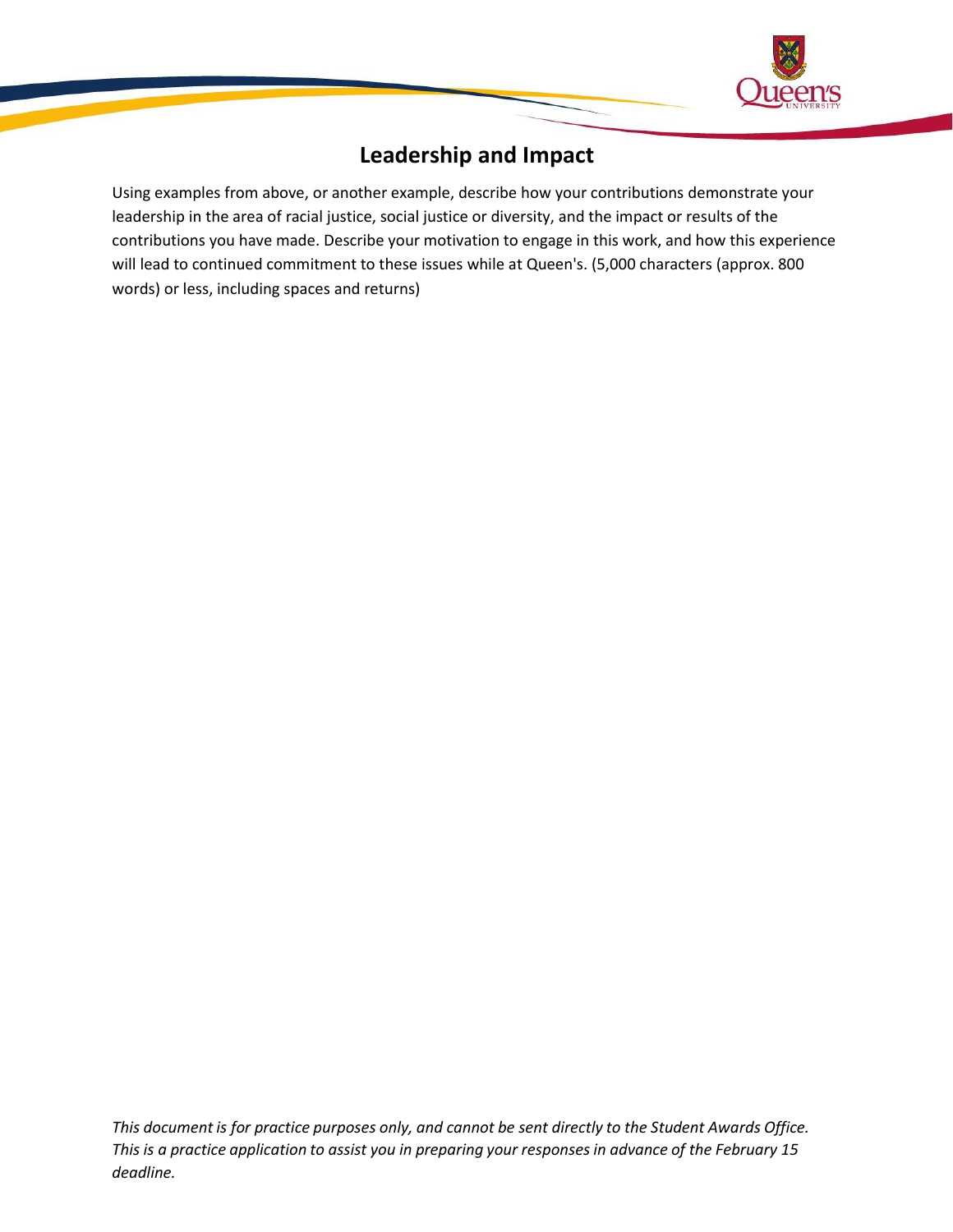## Leadership and Impact

Using examples from above, or another example, describe how your contributions demonstrate your leadership in the area of racial justice, social justice or diversity, and the impact or results of the contributions you have made. Describe your motivation to engage in this work, and how this experience will lead to continued commitment to these issues while at Queen's. (5,000 characters (approx. 800 words) or less, including spaces and returns)

*This document is for practice purposes only, and cannot be sent directly to the Student Awards Office. This is a practice application to assist you in preparing your responses in advance of the February 15 deadline.*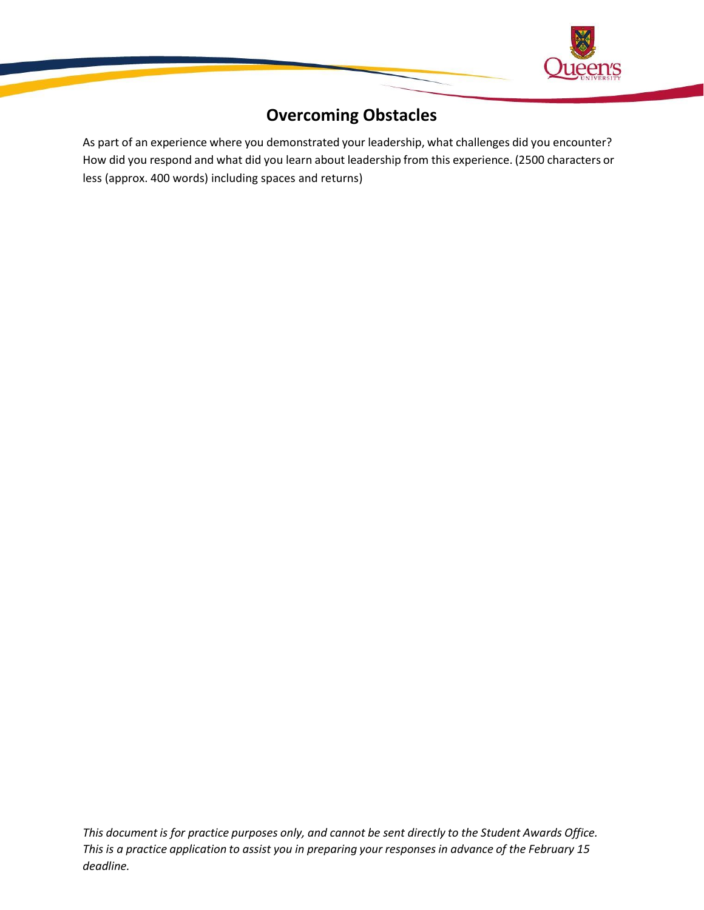# Overcoming Obstacles

As part of an experience where you demonstrated your leadership, what challenges did you encounter? How did you respond and what did you learn about leadership from this experience. (2500 characters or less (approx. 400 words) including spaces and returns)

*This document is for practice purposes only, and cannot be sent directly to the Student Awards Office. This is a practice application to assist you in preparing your responses in advance of the February 15 deadline.*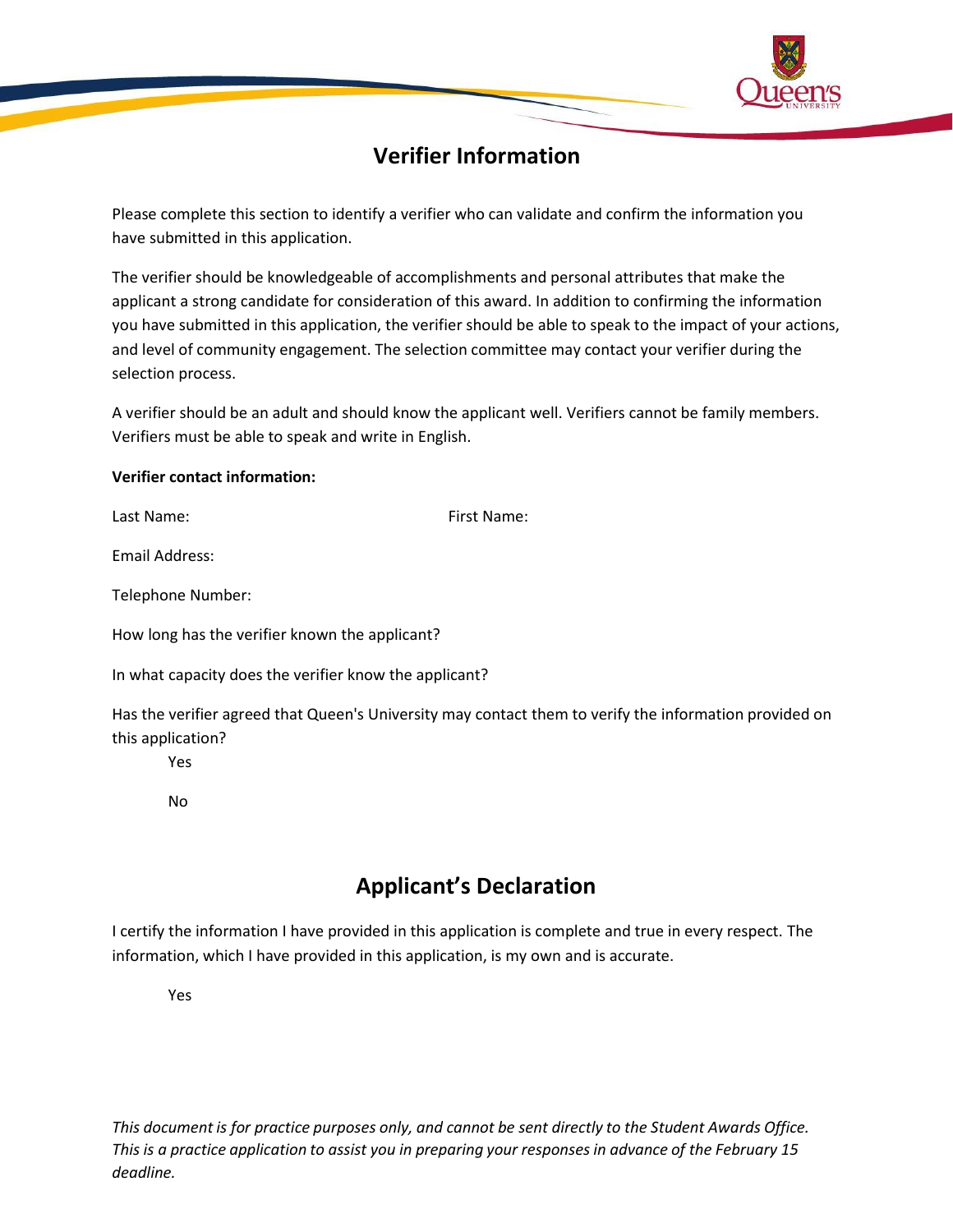## Verifier Information

Please complete this section to identify a verifier who can validate and confirm the information you have submitted in this application.

The verifier should be knowledgeable of accomplishments and personal attributes that make the applicant a strong candidate for consideration of this award. In addition to confirming the information you have submitted in this application, the verifier should be able to speak to the impact of your actions, and level of community engagement. The selection committee may contact your verifier during the selection process.

A verifier should be an adult and should know the applicant well. Verifiers cannot be family members. Verifiers must be able to speak and write in English.

**Verifier contact information:**

Last Name: First Name:

Email Address:

Telephone Number:

How long has the verifier known the applicant?

In what capacity does the verifier know the applicant?

Has the verifier agreed that Queen's University may contact them to verify the information provided on this application?

Yes

No

## Applicant's Declaration

I certify the information I have provided in this application is complete and true in every respect. The information, which I have provided in this application, is my own and is accurate.

Yes

*This document is for practice purposes only, and cannot be sent directly to the Student Awards Office. This is a practice application to assist you in preparing your responses in advance of the February 15 deadline.*